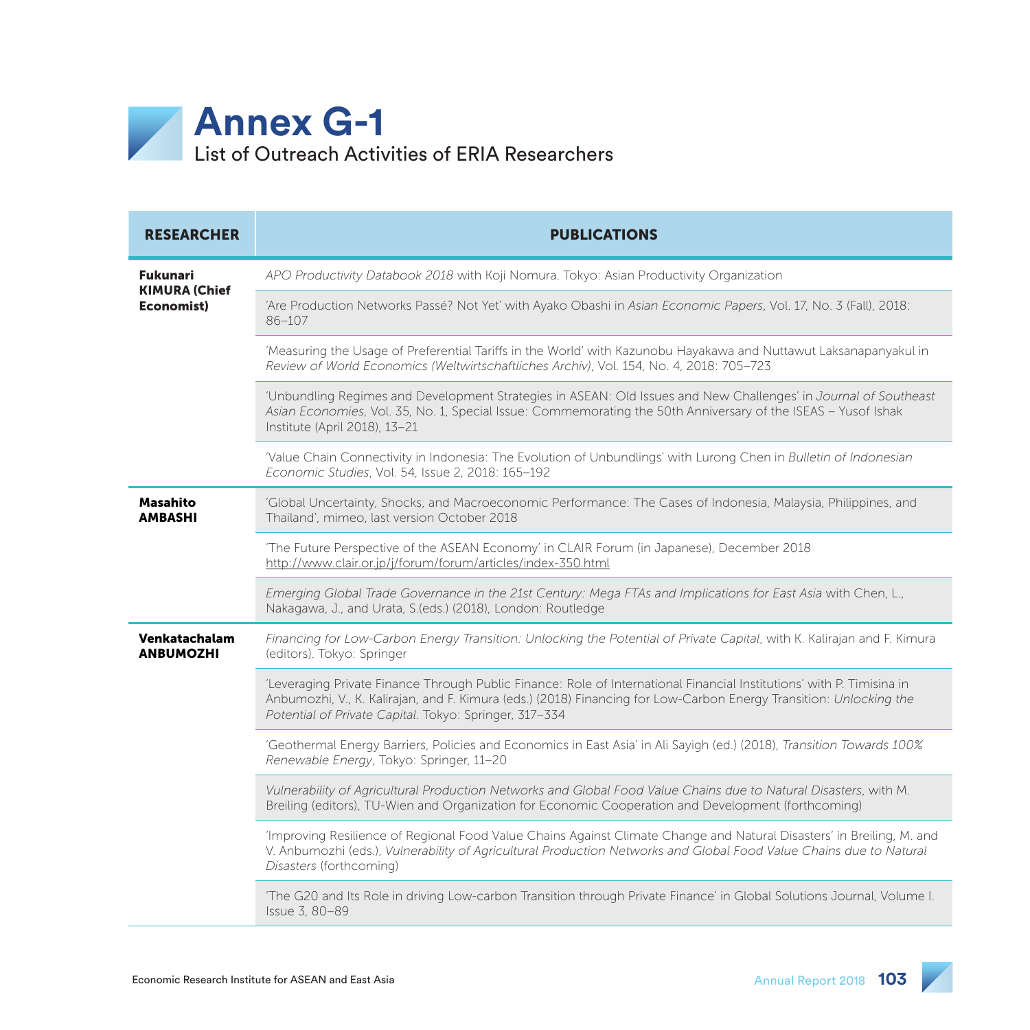# Annex G-1

## List of Outreach Activities of ERIA Researchers

| RESEARCHER | PUBLICATIONS |
| --- | --- |
| **Fukunari KIMURA (Chief Economist)** | *APO Productivity Databook 2018* with Koji Nomura. Tokyo: Asian Productivity Organization |
| | 'Are Production Networks Passé? Not Yet' with Ayako Obashi in *Asian Economic Papers*, Vol. 17, No. 3 (Fall), 2018: 86–107 |
| | 'Measuring the Usage of Preferential Tariffs in the World' with Kazunobu Hayakawa and Nuttawut Laksanapanyakul in *Review of World Economics (Weltwirtschaftliches Archiv)*, Vol. 154, No. 4, 2018: 705–723 |
| | 'Unbundling Regimes and Development Strategies in ASEAN: Old Issues and New Challenges' in *Journal of Southeast Asian Economies*, Vol. 35, No. 1, Special Issue: Commemorating the 50th Anniversary of the ISEAS – Yusof Ishak Institute (April 2018), 13–21 |
| | 'Value Chain Connectivity in Indonesia: The Evolution of Unbundlings' with Lurong Chen in *Bulletin of Indonesian Economic Studies*, Vol. 54, Issue 2, 2018: 165–192 |
| **Masahito AMBASHI** | 'Global Uncertainty, Shocks, and Macroeconomic Performance: The Cases of Indonesia, Malaysia, Philippines, and Thailand', mimeo, last version October 2018 |
| | 'The Future Perspective of the ASEAN Economy' in CLAIR Forum (in Japanese), December 2018 http://www.clair.or.jp/j/forum/forum/articles/index-350.html |
| | *Emerging Global Trade Governance in the 21st Century: Mega FTAs and Implications for East Asia* with Chen, L., Nakagawa, J., and Urata, S.(eds.) (2018), London: Routledge |
| **Venkatachalam ANBUMOZHI** | *Financing for Low-Carbon Energy Transition: Unlocking the Potential of Private Capital*, with K. Kalirajan and F. Kimura (editors). Tokyo: Springer |
| | 'Leveraging Private Finance Through Public Finance: Role of International Financial Institutions' with P. Timisina in Anbumozhi, V., K. Kalirajan, and F. Kimura (eds.) (2018) Financing for Low-Carbon Energy Transition: *Unlocking the Potential of Private Capital*. Tokyo: Springer, 317–334 |
| | 'Geothermal Energy Barriers, Policies and Economics in East Asia' in Ali Sayigh (ed.) (2018), *Transition Towards 100% Renewable Energy*, Tokyo: Springer, 11–20 |
| | *Vulnerability of Agricultural Production Networks and Global Food Value Chains due to Natural Disasters*, with M. Breiling (editors), TU-Wien and Organization for Economic Cooperation and Development (forthcoming) |
| | 'Improving Resilience of Regional Food Value Chains Against Climate Change and Natural Disasters' in Breiling, M. and V. Anbumozhi (eds.), *Vulnerability of Agricultural Production Networks and Global Food Value Chains due to Natural Disasters* (forthcoming) |
| | 'The G20 and Its Role in driving Low-carbon Transition through Private Finance' in Global Solutions Journal, Volume I. Issue 3, 80–89 |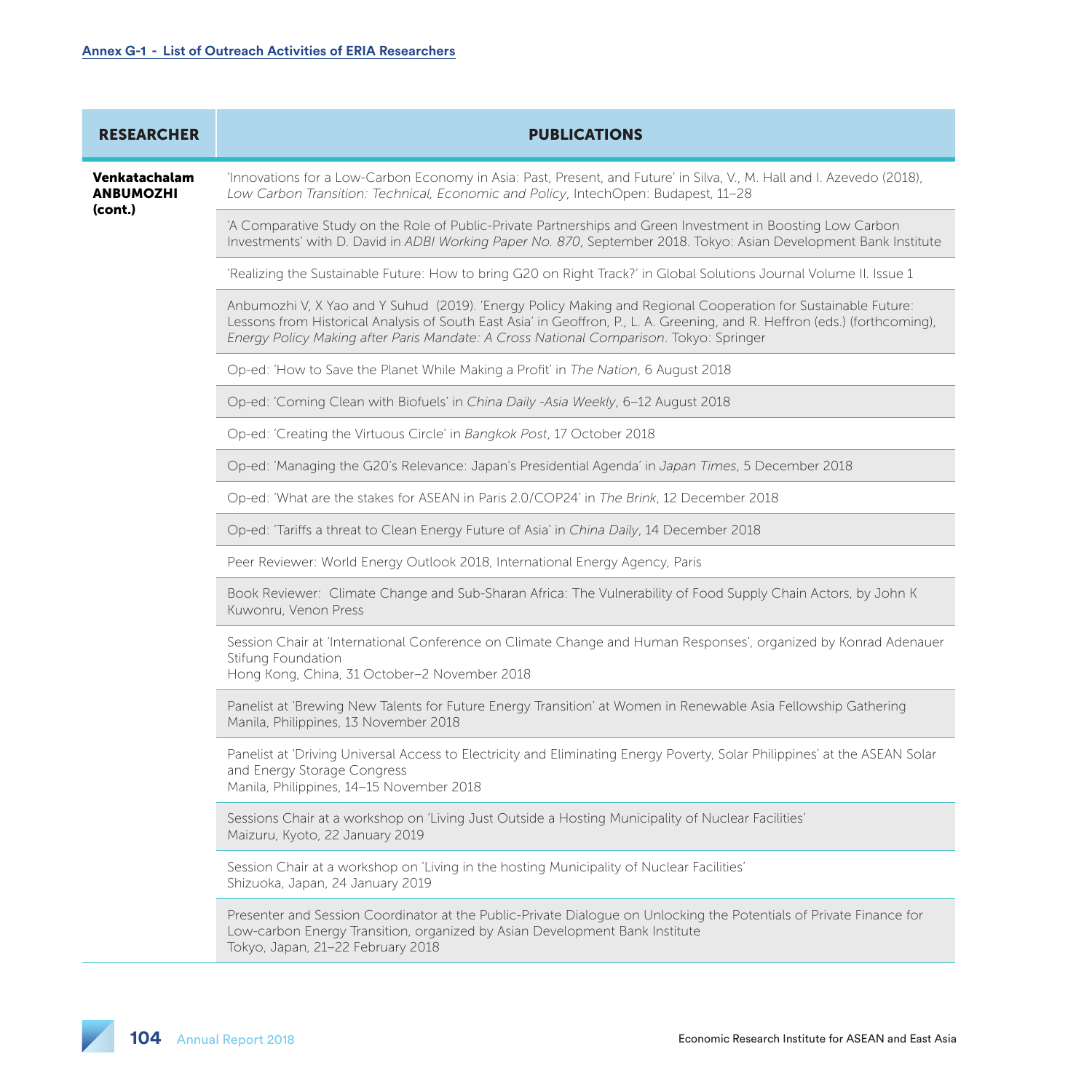**Annex G-1 - List of Outreach Activities of ERIA Researchers**

| RESEARCHER | PUBLICATIONS |
|---|---|
| **Venkatachalam ANBUMOZHI (cont.)** | 'Innovations for a Low-Carbon Economy in Asia: Past, Present, and Future' in Silva, V., M. Hall and I. Azevedo (2018), *Low Carbon Transition: Technical, Economic and Policy*, IntechOpen: Budapest, 11–28 |
| | 'A Comparative Study on the Role of Public-Private Partnerships and Green Investment in Boosting Low Carbon Investments' with D. David in *ADBI Working Paper No. 870*, September 2018. Tokyo: Asian Development Bank Institute |
| | 'Realizing the Sustainable Future: How to bring G20 on Right Track?' in Global Solutions Journal Volume II. Issue 1 |
| | Anbumozhi V, X Yao and Y Suhud (2019). 'Energy Policy Making and Regional Cooperation for Sustainable Future: Lessons from Historical Analysis of South East Asia' in Geoffron, P., L. A. Greening, and R. Heffron (eds.) (forthcoming), *Energy Policy Making after Paris Mandate: A Cross National Comparison*. Tokyo: Springer |
| | Op-ed: 'How to Save the Planet While Making a Profit' in *The Nation*, 6 August 2018 |
| | Op-ed: 'Coming Clean with Biofuels' in *China Daily -Asia Weekly*, 6–12 August 2018 |
| | Op-ed: 'Creating the Virtuous Circle' in *Bangkok Post*, 17 October 2018 |
| | Op-ed: 'Managing the G20's Relevance: Japan's Presidential Agenda' in *Japan Times*, 5 December 2018 |
| | Op-ed: 'What are the stakes for ASEAN in Paris 2.0/COP24' in *The Brink*, 12 December 2018 |
| | Op-ed: 'Tariffs a threat to Clean Energy Future of Asia' in *China Daily*, 14 December 2018 |
| | Peer Reviewer: World Energy Outlook 2018, International Energy Agency, Paris |
| | Book Reviewer: Climate Change and Sub-Sharan Africa: The Vulnerability of Food Supply Chain Actors, by John K Kuwonru, Venon Press |
| | Session Chair at 'International Conference on Climate Change and Human Responses', organized by Konrad Adenauer Stifung Foundation<br>Hong Kong, China, 31 October–2 November 2018 |
| | Panelist at 'Brewing New Talents for Future Energy Transition' at Women in Renewable Asia Fellowship Gathering<br>Manila, Philippines, 13 November 2018 |
| | Panelist at 'Driving Universal Access to Electricity and Eliminating Energy Poverty, Solar Philippines' at the ASEAN Solar and Energy Storage Congress<br>Manila, Philippines, 14–15 November 2018 |
| | Sessions Chair at a workshop on 'Living Just Outside a Hosting Municipality of Nuclear Facilities'<br>Maizuru, Kyoto, 22 January 2019 |
| | Session Chair at a workshop on 'Living in the hosting Municipality of Nuclear Facilities'<br>Shizuoka, Japan, 24 January 2019 |
| | Presenter and Session Coordinator at the Public-Private Dialogue on Unlocking the Potentials of Private Finance for Low-carbon Energy Transition, organized by Asian Development Bank Institute<br>Tokyo, Japan, 21–22 February 2018 |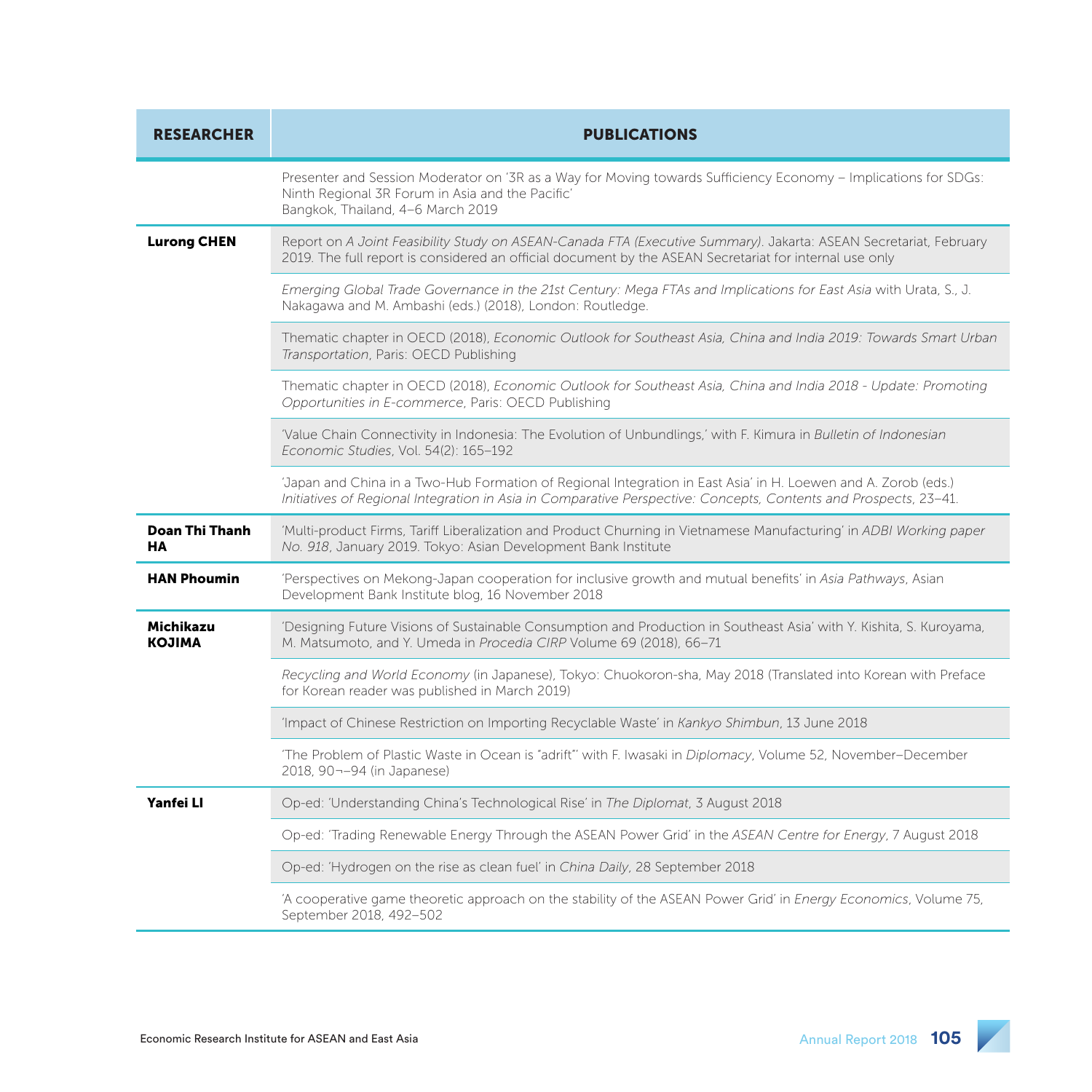| RESEARCHER | PUBLICATIONS |
| --- | --- |
| | Presenter and Session Moderator on '3R as a Way for Moving towards Sufficiency Economy – Implications for SDGs: Ninth Regional 3R Forum in Asia and the Pacific' Bangkok, Thailand, 4–6 March 2019 |
| **Lurong CHEN** | Report on *A Joint Feasibility Study on ASEAN-Canada FTA (Executive Summary)*. Jakarta: ASEAN Secretariat, February 2019. The full report is considered an official document by the ASEAN Secretariat for internal use only |
| | *Emerging Global Trade Governance in the 21st Century: Mega FTAs and Implications for East Asia* with Urata, S., J. Nakagawa and M. Ambashi (eds.) (2018), London: Routledge. |
| | Thematic chapter in OECD (2018), *Economic Outlook for Southeast Asia, China and India 2019: Towards Smart Urban Transportation*, Paris: OECD Publishing |
| | Thematic chapter in OECD (2018), *Economic Outlook for Southeast Asia, China and India 2018 - Update: Promoting Opportunities in E-commerce*, Paris: OECD Publishing |
| | 'Value Chain Connectivity in Indonesia: The Evolution of Unbundlings,' with F. Kimura in *Bulletin of Indonesian Economic Studies*, Vol. 54(2): 165–192 |
| | 'Japan and China in a Two-Hub Formation of Regional Integration in East Asia' in H. Loewen and A. Zorob (eds.) *Initiatives of Regional Integration in Asia in Comparative Perspective: Concepts, Contents and Prospects*, 23–41. |
| **Doan Thi Thanh HA** | 'Multi-product Firms, Tariff Liberalization and Product Churning in Vietnamese Manufacturing' in *ADBI Working paper No. 918*, January 2019. Tokyo: Asian Development Bank Institute |
| **HAN Phoumin** | 'Perspectives on Mekong-Japan cooperation for inclusive growth and mutual benefits' in *Asia Pathways*, Asian Development Bank Institute blog, 16 November 2018 |
| **Michikazu KOJIMA** | 'Designing Future Visions of Sustainable Consumption and Production in Southeast Asia' with Y. Kishita, S. Kuroyama, M. Matsumoto, and Y. Umeda in *Procedia CIRP* Volume 69 (2018), 66–71 |
| | *Recycling and World Economy* (in Japanese), Tokyo: Chuokoron-sha, May 2018 (Translated into Korean with Preface for Korean reader was published in March 2019) |
| | 'Impact of Chinese Restriction on Importing Recyclable Waste' in *Kankyo Shimbun*, 13 June 2018 |
| | 'The Problem of Plastic Waste in Ocean is "adrift"' with F. Iwasaki in *Diplomacy*, Volume 52, November–December 2018, 90¬–94 (in Japanese) |
| **Yanfei LI** | Op-ed: 'Understanding China's Technological Rise' in *The Diplomat*, 3 August 2018 |
| | Op-ed: 'Trading Renewable Energy Through the ASEAN Power Grid' in the *ASEAN Centre for Energy*, 7 August 2018 |
| | Op-ed: 'Hydrogen on the rise as clean fuel' in *China Daily*, 28 September 2018 |
| | 'A cooperative game theoretic approach on the stability of the ASEAN Power Grid' in *Energy Economics*, Volume 75, September 2018, 492–502 |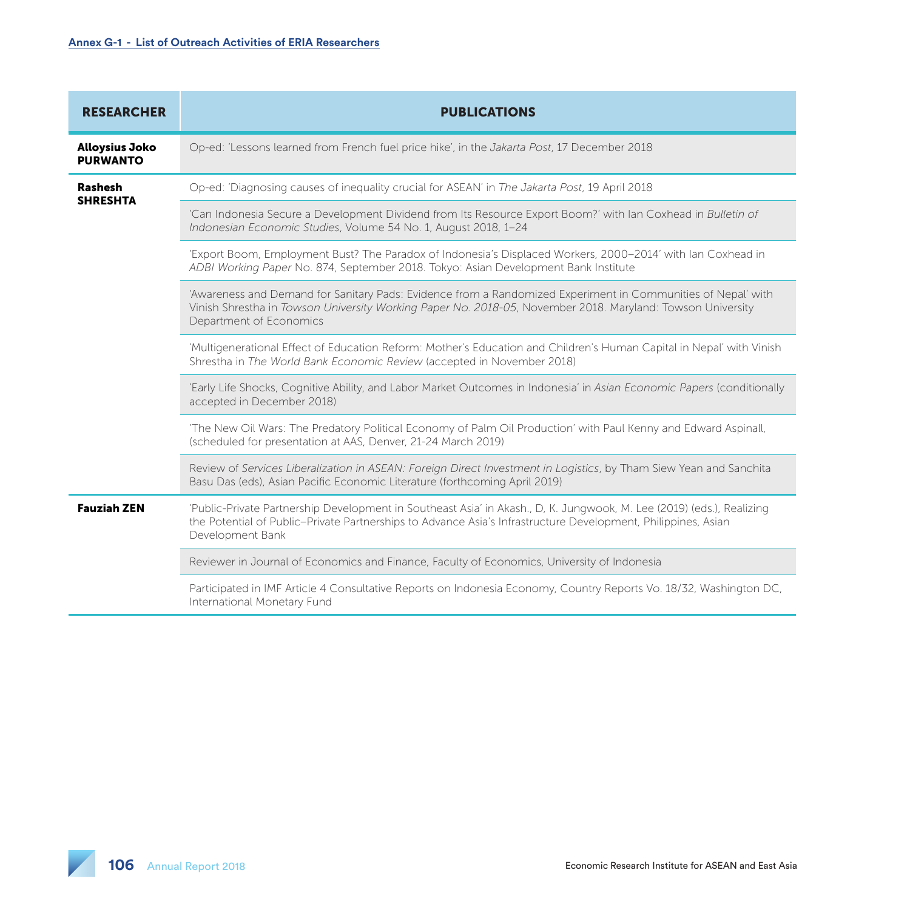**Annex G-1 - List of Outreach Activities of ERIA Researchers**

| RESEARCHER | PUBLICATIONS |
|---|---|
| **Alloysius Joko PURWANTO** | Op-ed: 'Lessons learned from French fuel price hike', in the *Jakarta Post*, 17 December 2018 |
| **Rashesh SHRESHTA** | Op-ed: 'Diagnosing causes of inequality crucial for ASEAN' in *The Jakarta Post*, 19 April 2018 |
| | 'Can Indonesia Secure a Development Dividend from Its Resource Export Boom?' with Ian Coxhead in *Bulletin of Indonesian Economic Studies*, Volume 54 No. 1, August 2018, 1–24 |
| | 'Export Boom, Employment Bust? The Paradox of Indonesia's Displaced Workers, 2000–2014' with Ian Coxhead in *ADBI Working Paper* No. 874, September 2018. Tokyo: Asian Development Bank Institute |
| | 'Awareness and Demand for Sanitary Pads: Evidence from a Randomized Experiment in Communities of Nepal' with Vinish Shrestha in *Towson University Working Paper No. 2018-05*, November 2018. Maryland: Towson University Department of Economics |
| | 'Multigenerational Effect of Education Reform: Mother's Education and Children's Human Capital in Nepal' with Vinish Shrestha in *The World Bank Economic Review* (accepted in November 2018) |
| | 'Early Life Shocks, Cognitive Ability, and Labor Market Outcomes in Indonesia' in *Asian Economic Papers* (conditionally accepted in December 2018) |
| | 'The New Oil Wars: The Predatory Political Economy of Palm Oil Production' with Paul Kenny and Edward Aspinall, (scheduled for presentation at AAS, Denver, 21-24 March 2019) |
| | Review of *Services Liberalization in ASEAN: Foreign Direct Investment in Logistics*, by Tham Siew Yean and Sanchita Basu Das (eds), Asian Pacific Economic Literature (forthcoming April 2019) |
| **Fauziah ZEN** | 'Public-Private Partnership Development in Southeast Asia' in Akash., D, K. Jungwook, M. Lee (2019) (eds.), Realizing the Potential of Public–Private Partnerships to Advance Asia's Infrastructure Development, Philippines, Asian Development Bank |
| | Reviewer in Journal of Economics and Finance, Faculty of Economics, University of Indonesia |
| | Participated in IMF Article 4 Consultative Reports on Indonesia Economy, Country Reports Vo. 18/32, Washington DC, International Monetary Fund |